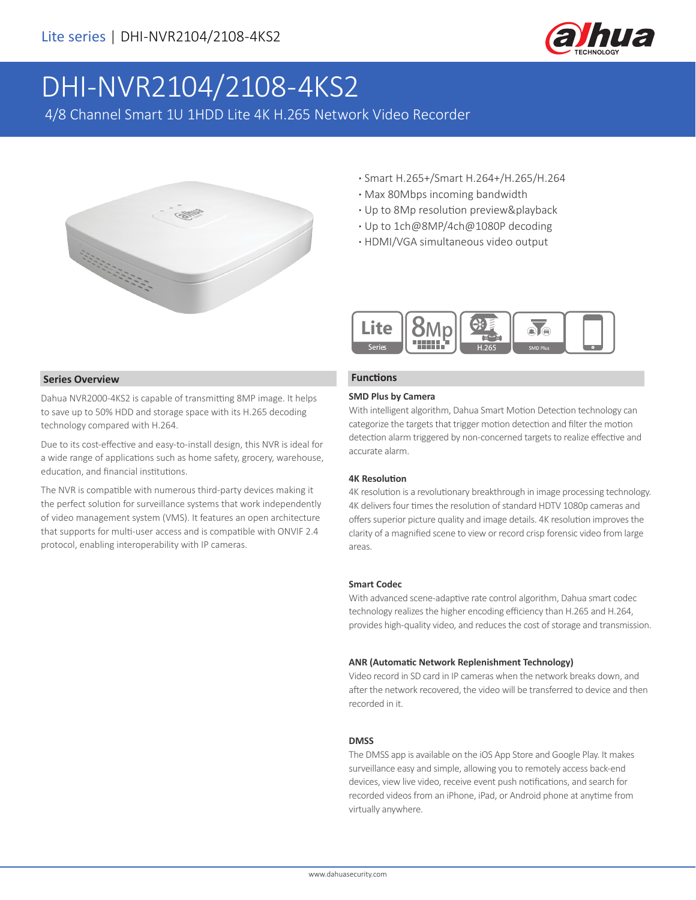Lite series | DHI-NVR2104/2108-4KS2

# DHI-NVR2104/2108-4KS2

4/8 Channel Smart 1U 1HDD Lite 4K H.265 Network Video Recorder

- Smart H.265+/Smart H.264+/H.265/H.264
- Max 80Mbps incoming bandwidth
- Up to 8Mp resolution preview&playback
- Up to 1ch@8MP/4ch@1080P decoding
- HDMI/VGA simultaneous video output

## Series Overview

Dahua NVR2000-4KS2 is capable of transmitting 8MP image. It helps to save up to 50% HDD and storage space with its H.265 decoding technology compared with H.264.

Due to its cost-effective and easy-to-install design, this NVR is ideal for a wide range of applications such as home safety, grocery, warehouse, education, and financial institutions.

The NVR is compatible with numerous third-party devices making it the perfect solution for surveillance systems that work independently of video management system (VMS). It features an open architecture that supports for multi-user access and is compatible with ONVIF 2.4 protocol, enabling interoperability with IP cameras.

## Functions

### SMD Plus by Camera

With intelligent algorithm, Dahua Smart Motion Detection technology can categorize the targets that trigger motion detection and filter the motion detection alarm triggered by non-concerned targets to realize effective and accurate alarm.

### 4K Resolution

4K resolution is a revolutionary breakthrough in image processing technology. 4K delivers four times the resolution of standard HDTV 1080p cameras and offers superior picture quality and image details. 4K resolution improves the clarity of a magnified scene to view or record crisp forensic video from large areas.

### Smart Codec

With advanced scene-adaptive rate control algorithm, Dahua smart codec technology realizes the higher encoding efficiency than H.265 and H.264, provides high-quality video, and reduces the cost of storage and transmission.

### ANR (Automatic Network Replenishment Technology)

Video record in SD card in IP cameras when the network breaks down, and after the network recovered, the video will be transferred to device and then recorded in it.

### DMSS

The DMSS app is available on the iOS App Store and Google Play. It makes surveillance easy and simple, allowing you to remotely access back-end devices, view live video, receive event push notifications, and search for recorded videos from an iPhone, iPad, or Android phone at anytime from virtually anywhere.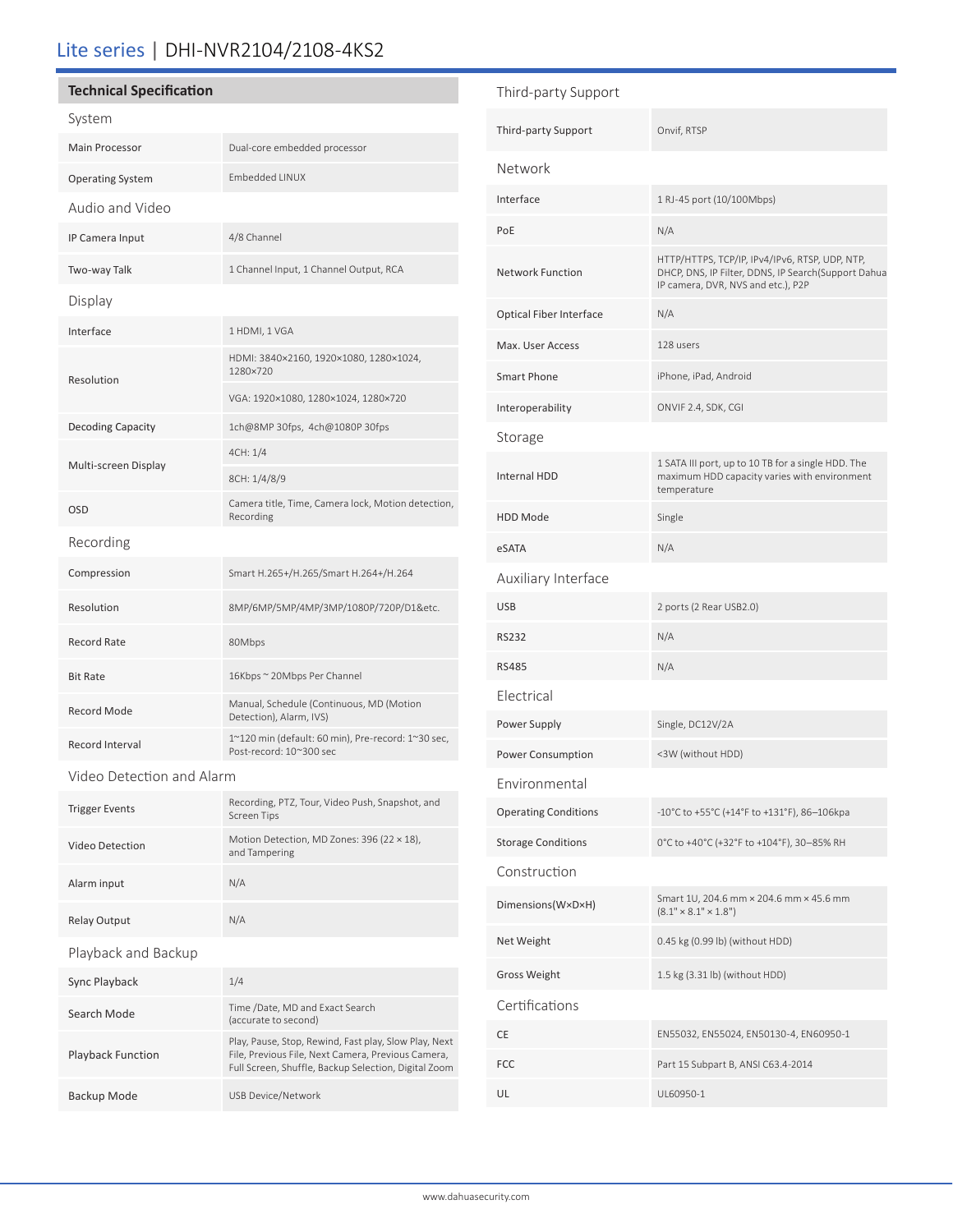# Lite series | DHI-NVR2104/2108-4KS2

## Technical Specification

### System

| | |
|---|---|
| Main Processor | Dual-core embedded processor |
| Operating System | Embedded LINUX |

### Audio and Video

| | |
|---|---|
| IP Camera Input | 4/8 Channel |
| Two-way Talk | 1 Channel Input, 1 Channel Output, RCA |

### Display

| | |
|---|---|
| Interface | 1 HDMI, 1 VGA |
| Resolution | HDMI: 3840×2160, 1920×1080, 1280×1024, 1280×720 |
| | VGA: 1920×1080, 1280×1024, 1280×720 |
| Decoding Capacity | 1ch@8MP 30fps, 4ch@1080P 30fps |
| Multi-screen Display | 4CH: 1/4 |
| | 8CH: 1/4/8/9 |
| OSD | Camera title, Time, Camera lock, Motion detection, Recording |

### Recording

| | |
|---|---|
| Compression | Smart H.265+/H.265/Smart H.264+/H.264 |
| Resolution | 8MP/6MP/5MP/4MP/3MP/1080P/720P/D1&etc. |
| Record Rate | 80Mbps |
| Bit Rate | 16Kbps ~ 20Mbps Per Channel |
| Record Mode | Manual, Schedule (Continuous, MD (Motion Detection), Alarm, IVS) |
| Record Interval | 1~120 min (default: 60 min), Pre-record: 1~30 sec, Post-record: 10~300 sec |

### Video Detection and Alarm

| | |
|---|---|
| Trigger Events | Recording, PTZ, Tour, Video Push, Snapshot, and Screen Tips |
| Video Detection | Motion Detection, MD Zones: 396 (22 × 18), and Tampering |
| Alarm input | N/A |
| Relay Output | N/A |

### Playback and Backup

| | |
|---|---|
| Sync Playback | 1/4 |
| Search Mode | Time /Date, MD and Exact Search (accurate to second) |
| Playback Function | Play, Pause, Stop, Rewind, Fast play, Slow Play, Next File, Previous File, Next Camera, Previous Camera, Full Screen, Shuffle, Backup Selection, Digital Zoom |
| Backup Mode | USB Device/Network |

### Third-party Support

| | |
|---|---|
| Third-party Support | Onvif, RTSP |

### Network

| | |
|---|---|
| Interface | 1 RJ-45 port (10/100Mbps) |
| PoE | N/A |
| Network Function | HTTP/HTTPS, TCP/IP, IPv4/IPv6, RTSP, UDP, NTP, DHCP, DNS, IP Filter, DDNS, IP Search(Support Dahua IP camera, DVR, NVS and etc.), P2P |
| Optical Fiber Interface | N/A |
| Max. User Access | 128 users |
| Smart Phone | iPhone, iPad, Android |
| Interoperability | ONVIF 2.4, SDK, CGI |

### Storage

| | |
|---|---|
| Internal HDD | 1 SATA III port, up to 10 TB for a single HDD. The maximum HDD capacity varies with environment temperature |
| HDD Mode | Single |
| eSATA | N/A |

### Auxiliary Interface

| | |
|---|---|
| USB | 2 ports (2 Rear USB2.0) |
| RS232 | N/A |
| RS485 | N/A |

### Electrical

| | |
|---|---|
| Power Supply | Single, DC12V/2A |
| Power Consumption | <3W (without HDD) |

### Environmental

| | |
|---|---|
| Operating Conditions | -10°C to +55°C (+14°F to +131°F), 86–106kpa |
| Storage Conditions | 0°C to +40°C (+32°F to +104°F), 30–85% RH |

### Construction

| | |
|---|---|
| Dimensions(W×D×H) | Smart 1U, 204.6 mm × 204.6 mm × 45.6 mm (8.1" × 8.1" × 1.8") |
| Net Weight | 0.45 kg (0.99 lb) (without HDD) |
| Gross Weight | 1.5 kg (3.31 lb) (without HDD) |

### Certifications

| | |
|---|---|
| CE | EN55032, EN55024, EN50130-4, EN60950-1 |
| FCC | Part 15 Subpart B, ANSI C63.4-2014 |
| UL | UL60950-1 |

www.dahuasecurity.com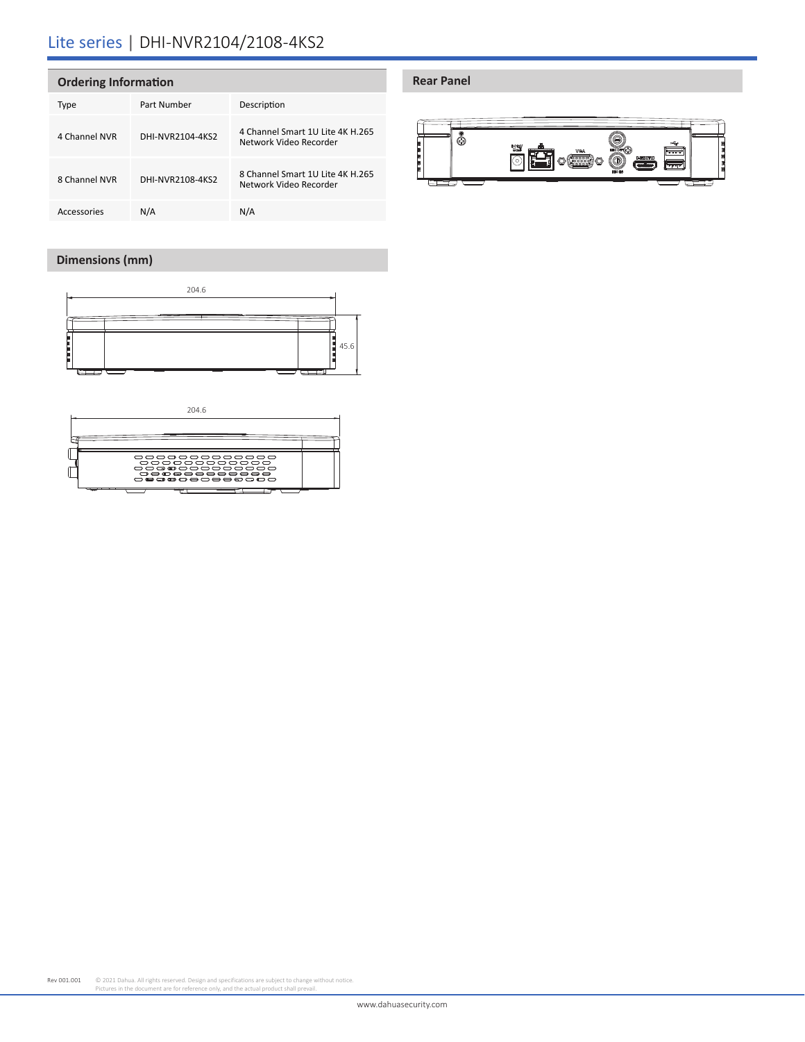## Ordering Information

| Type | Part Number | Description |
|---|---|---|
| 4 Channel NVR | DHI-NVR2104-4KS2 | 4 Channel Smart 1U Lite 4K H.265 Network Video Recorder |
| 8 Channel NVR | DHI-NVR2108-4KS2 | 8 Channel Smart 1U Lite 4K H.265 Network Video Recorder |
| Accessories | N/A | N/A |

## Rear Panel

## Dimensions (mm)

204.6

45.6

204.6

Rev 001.001

© 2021 Dahua. All rights reserved. Design and specifications are subject to change without notice.
Pictures in the document are for reference only, and the actual product shall prevail.

www.dahuasecurity.com